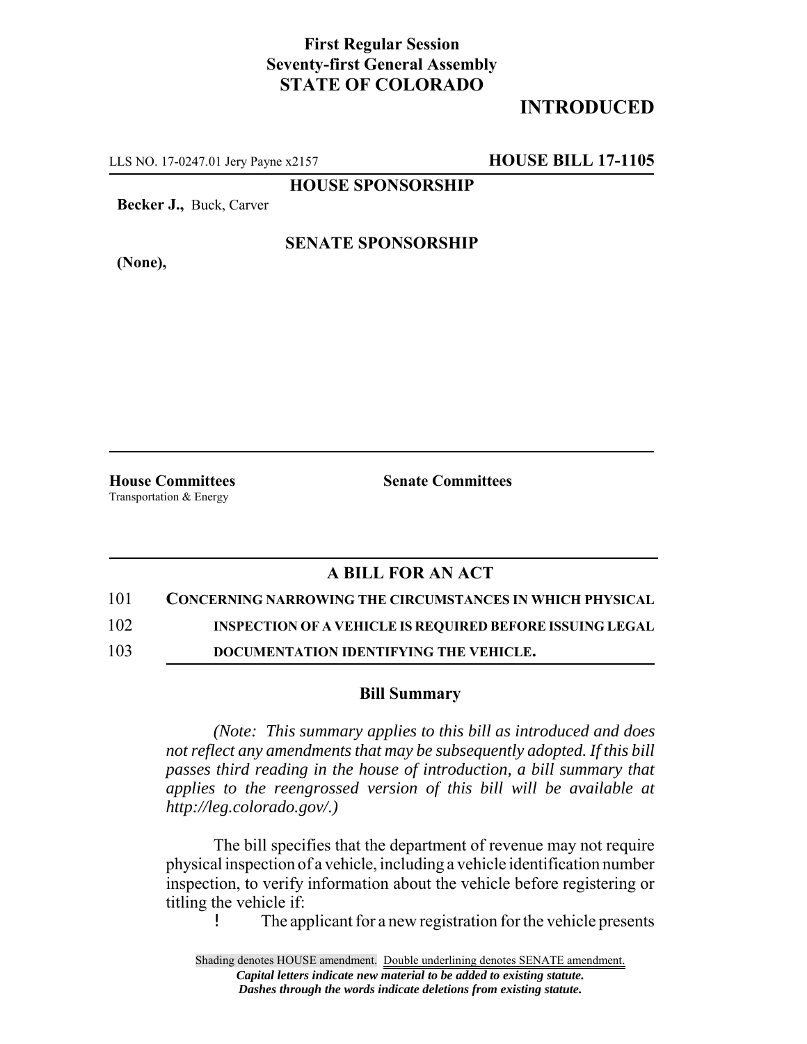**First Regular Session**
**Seventy-first General Assembly**
**STATE OF COLORADO**

# INTRODUCED

LLS NO. 17-0247.01 Jery Payne x2157 **HOUSE BILL 17-1105**

**HOUSE SPONSORSHIP**

**Becker J.,** Buck, Carver

**SENATE SPONSORSHIP**

**(None),**

**House Committees**
Transportation & Energy

**Senate Committees**

## A BILL FOR AN ACT

101 **CONCERNING NARROWING THE CIRCUMSTANCES IN WHICH PHYSICAL**
102 **INSPECTION OF A VEHICLE IS REQUIRED BEFORE ISSUING LEGAL**
103 **DOCUMENTATION IDENTIFYING THE VEHICLE.**

### Bill Summary

*(Note: This summary applies to this bill as introduced and does not reflect any amendments that may be subsequently adopted. If this bill passes third reading in the house of introduction, a bill summary that applies to the reengrossed version of this bill will be available at http://leg.colorado.gov/.)*

The bill specifies that the department of revenue may not require physical inspection of a vehicle, including a vehicle identification number inspection, to verify information about the vehicle before registering or titling the vehicle if:

- The applicant for a new registration for the vehicle presents

Shading denotes HOUSE amendment. Double underlining denotes SENATE amendment.
***Capital letters indicate new material to be added to existing statute.***
***Dashes through the words indicate deletions from existing statute.***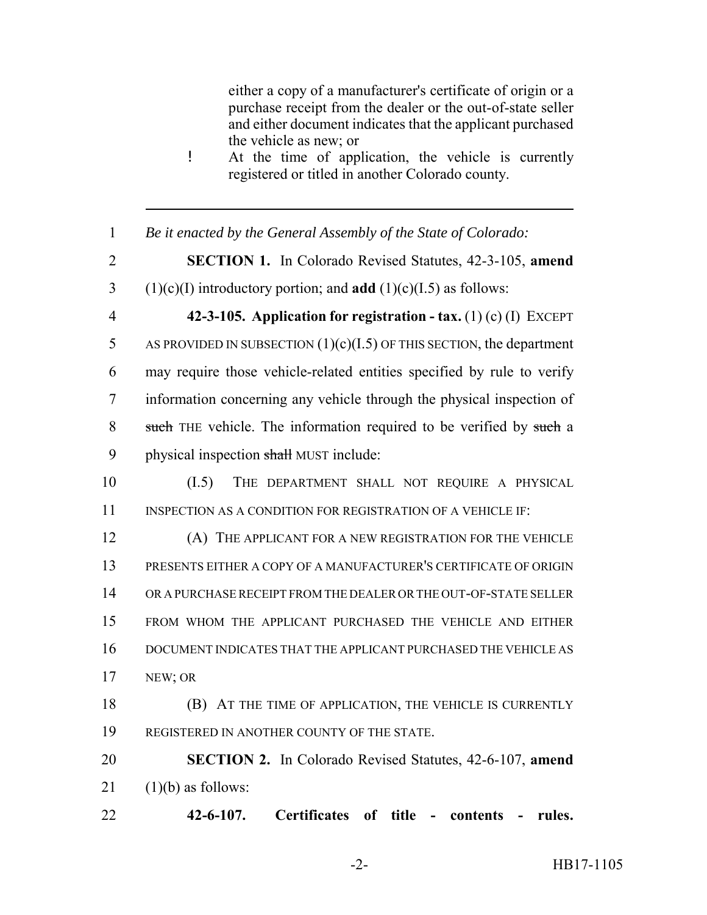either a copy of a manufacturer's certificate of origin or a purchase receipt from the dealer or the out-of-state seller and either document indicates that the applicant purchased the vehicle as new; or

- At the time of application, the vehicle is currently registered or titled in another Colorado county.

---

1 *Be it enacted by the General Assembly of the State of Colorado:*

2 **SECTION 1.** In Colorado Revised Statutes, 42-3-105, **amend**
3 (1)(c)(I) introductory portion; and **add** (1)(c)(I.5) as follows:

4 **42-3-105. Application for registration - tax.** (1) (c) (I) EXCEPT
5 AS PROVIDED IN SUBSECTION (1)(c)(I.5) OF THIS SECTION, the department
6 may require those vehicle-related entities specified by rule to verify
7 information concerning any vehicle through the physical inspection of
8 ~~such~~ THE vehicle. The information required to be verified by ~~such~~ a
9 physical inspection ~~shall~~ MUST include:

10 (I.5) THE DEPARTMENT SHALL NOT REQUIRE A PHYSICAL
11 INSPECTION AS A CONDITION FOR REGISTRATION OF A VEHICLE IF:

12 (A) THE APPLICANT FOR A NEW REGISTRATION FOR THE VEHICLE
13 PRESENTS EITHER A COPY OF A MANUFACTURER'S CERTIFICATE OF ORIGIN
14 OR A PURCHASE RECEIPT FROM THE DEALER OR THE OUT-OF-STATE SELLER
15 FROM WHOM THE APPLICANT PURCHASED THE VEHICLE AND EITHER
16 DOCUMENT INDICATES THAT THE APPLICANT PURCHASED THE VEHICLE AS
17 NEW; OR

18 (B) AT THE TIME OF APPLICATION, THE VEHICLE IS CURRENTLY
19 REGISTERED IN ANOTHER COUNTY OF THE STATE.

20 **SECTION 2.** In Colorado Revised Statutes, 42-6-107, **amend**
21 (1)(b) as follows:

22 **42-6-107. Certificates of title - contents - rules.**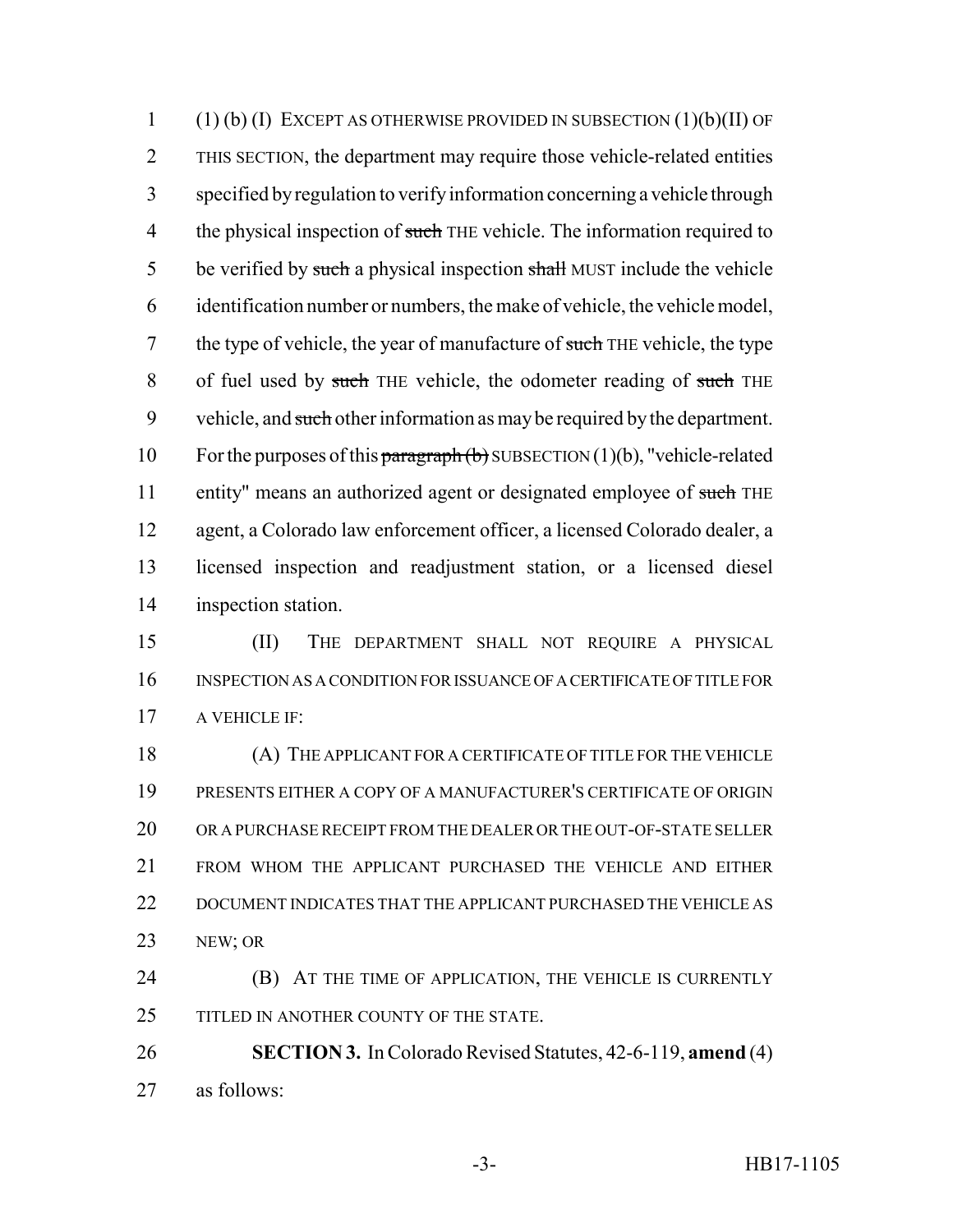(1) (b) (I) EXCEPT AS OTHERWISE PROVIDED IN SUBSECTION (1)(b)(II) OF THIS SECTION, the department may require those vehicle-related entities specified by regulation to verify information concerning a vehicle through the physical inspection of ~~such~~ THE vehicle. The information required to be verified by ~~such~~ a physical inspection ~~shall~~ MUST include the vehicle identification number or numbers, the make of vehicle, the vehicle model, the type of vehicle, the year of manufacture of ~~such~~ THE vehicle, the type of fuel used by ~~such~~ THE vehicle, the odometer reading of ~~such~~ THE vehicle, and ~~such~~ other information as may be required by the department. For the purposes of this ~~paragraph (b)~~ SUBSECTION (1)(b), "vehicle-related entity" means an authorized agent or designated employee of ~~such~~ THE agent, a Colorado law enforcement officer, a licensed Colorado dealer, a licensed inspection and readjustment station, or a licensed diesel inspection station.

(II) THE DEPARTMENT SHALL NOT REQUIRE A PHYSICAL INSPECTION AS A CONDITION FOR ISSUANCE OF A CERTIFICATE OF TITLE FOR A VEHICLE IF:

(A) THE APPLICANT FOR A CERTIFICATE OF TITLE FOR THE VEHICLE PRESENTS EITHER A COPY OF A MANUFACTURER'S CERTIFICATE OF ORIGIN OR A PURCHASE RECEIPT FROM THE DEALER OR THE OUT-OF-STATE SELLER FROM WHOM THE APPLICANT PURCHASED THE VEHICLE AND EITHER DOCUMENT INDICATES THAT THE APPLICANT PURCHASED THE VEHICLE AS NEW; OR

(B) AT THE TIME OF APPLICATION, THE VEHICLE IS CURRENTLY TITLED IN ANOTHER COUNTY OF THE STATE.

**SECTION 3.** In Colorado Revised Statutes, 42-6-119, **amend** (4) as follows: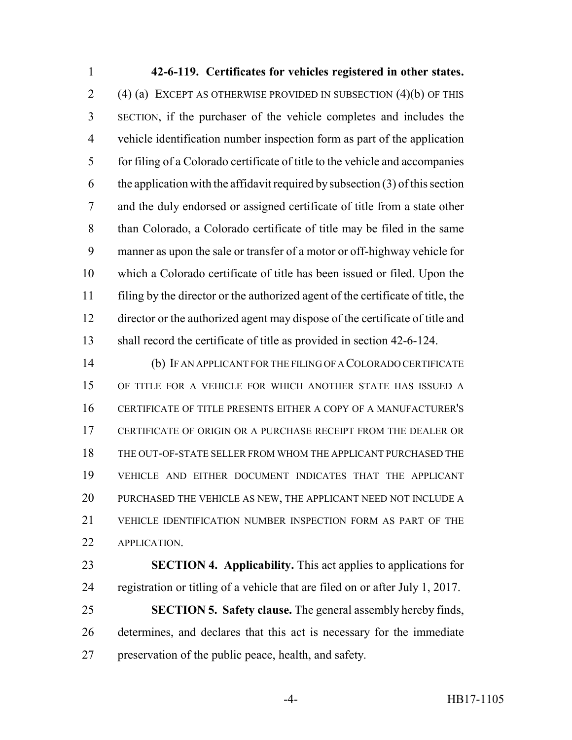**42-6-119. Certificates for vehicles registered in other states.** (4) (a) EXCEPT AS OTHERWISE PROVIDED IN SUBSECTION (4)(b) OF THIS SECTION, if the purchaser of the vehicle completes and includes the vehicle identification number inspection form as part of the application for filing of a Colorado certificate of title to the vehicle and accompanies the application with the affidavit required by subsection (3) of this section and the duly endorsed or assigned certificate of title from a state other than Colorado, a Colorado certificate of title may be filed in the same manner as upon the sale or transfer of a motor or off-highway vehicle for which a Colorado certificate of title has been issued or filed. Upon the filing by the director or the authorized agent of the certificate of title, the director or the authorized agent may dispose of the certificate of title and shall record the certificate of title as provided in section 42-6-124.

(b) IF AN APPLICANT FOR THE FILING OF A COLORADO CERTIFICATE OF TITLE FOR A VEHICLE FOR WHICH ANOTHER STATE HAS ISSUED A CERTIFICATE OF TITLE PRESENTS EITHER A COPY OF A MANUFACTURER'S CERTIFICATE OF ORIGIN OR A PURCHASE RECEIPT FROM THE DEALER OR THE OUT-OF-STATE SELLER FROM WHOM THE APPLICANT PURCHASED THE VEHICLE AND EITHER DOCUMENT INDICATES THAT THE APPLICANT PURCHASED THE VEHICLE AS NEW, THE APPLICANT NEED NOT INCLUDE A VEHICLE IDENTIFICATION NUMBER INSPECTION FORM AS PART OF THE APPLICATION.

**SECTION 4. Applicability.** This act applies to applications for registration or titling of a vehicle that are filed on or after July 1, 2017.

**SECTION 5. Safety clause.** The general assembly hereby finds, determines, and declares that this act is necessary for the immediate preservation of the public peace, health, and safety.